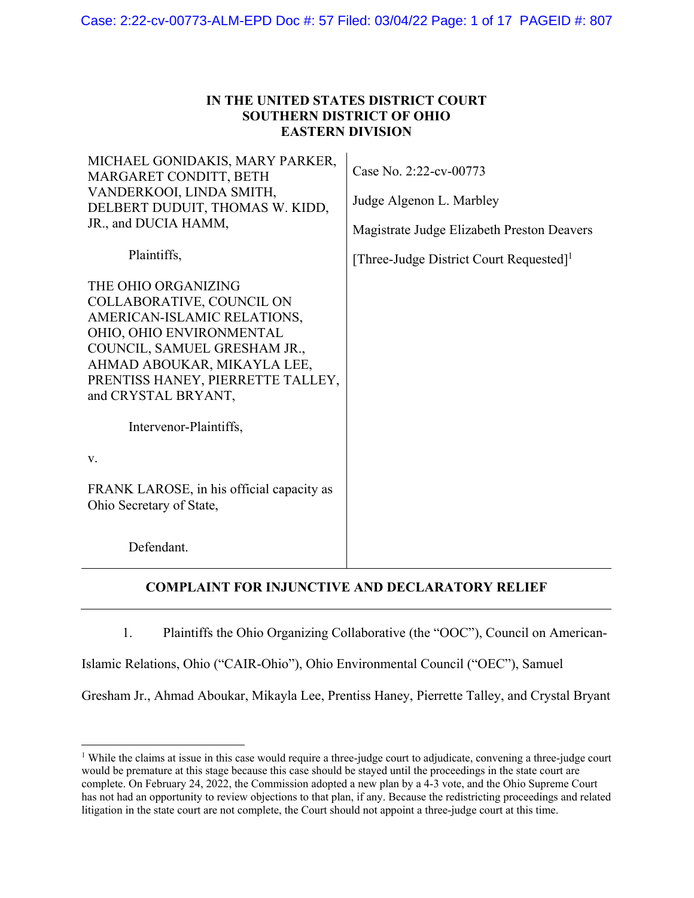**IN THE UNITED STATES DISTRICT COURT**
**SOUTHERN DISTRICT OF OHIO**
**EASTERN DIVISION**

MICHAEL GONIDAKIS, MARY PARKER, MARGARET CONDITT, BETH VANDERKOOI, LINDA SMITH, DELBERT DUDUIT, THOMAS W. KIDD, JR., and DUCIA HAMM,

Plaintiffs,

THE OHIO ORGANIZING COLLABORATIVE, COUNCIL ON AMERICAN-ISLAMIC RELATIONS, OHIO, OHIO ENVIRONMENTAL COUNCIL, SAMUEL GRESHAM JR., AHMAD ABOUKAR, MIKAYLA LEE, PRENTISS HANEY, PIERRETTE TALLEY, and CRYSTAL BRYANT,

Intervenor-Plaintiffs,

v.

FRANK LAROSE, in his official capacity as Ohio Secretary of State,

Defendant.

Case No. 2:22-cv-00773

Judge Algenon L. Marbley

Magistrate Judge Elizabeth Preston Deavers

[Three-Judge District Court Requested][1]

**COMPLAINT FOR INJUNCTIVE AND DECLARATORY RELIEF**

1. Plaintiffs the Ohio Organizing Collaborative (the "OOC"), Council on American-Islamic Relations, Ohio ("CAIR-Ohio"), Ohio Environmental Council ("OEC"), Samuel Gresham Jr., Ahmad Aboukar, Mikayla Lee, Prentiss Haney, Pierrette Talley, and Crystal Bryant

[1] While the claims at issue in this case would require a three-judge court to adjudicate, convening a three-judge court would be premature at this stage because this case should be stayed until the proceedings in the state court are complete. On February 24, 2022, the Commission adopted a new plan by a 4-3 vote, and the Ohio Supreme Court has not had an opportunity to review objections to that plan, if any. Because the redistricting proceedings and related litigation in the state court are not complete, the Court should not appoint a three-judge court at this time.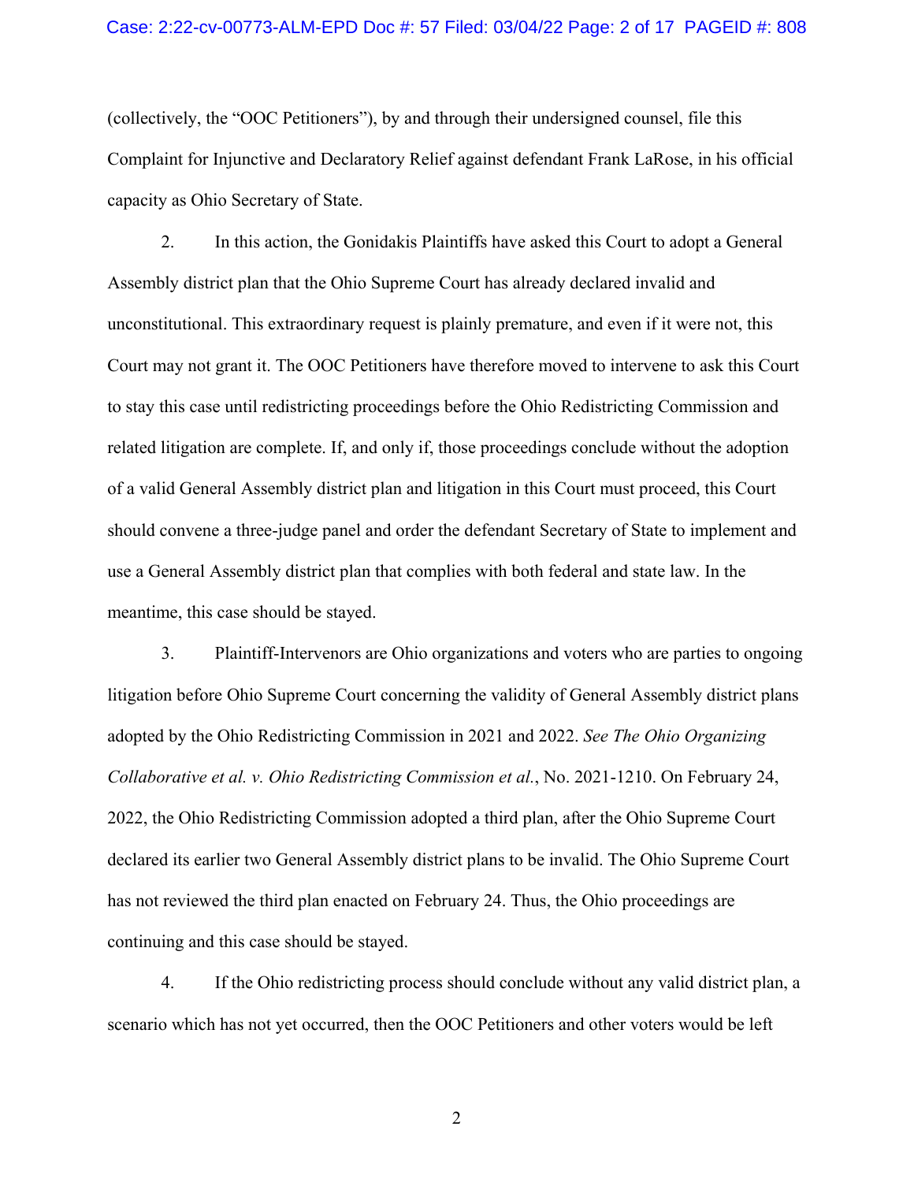(collectively, the "OOC Petitioners"), by and through their undersigned counsel, file this Complaint for Injunctive and Declaratory Relief against defendant Frank LaRose, in his official capacity as Ohio Secretary of State.

2. In this action, the Gonidakis Plaintiffs have asked this Court to adopt a General Assembly district plan that the Ohio Supreme Court has already declared invalid and unconstitutional. This extraordinary request is plainly premature, and even if it were not, this Court may not grant it. The OOC Petitioners have therefore moved to intervene to ask this Court to stay this case until redistricting proceedings before the Ohio Redistricting Commission and related litigation are complete. If, and only if, those proceedings conclude without the adoption of a valid General Assembly district plan and litigation in this Court must proceed, this Court should convene a three-judge panel and order the defendant Secretary of State to implement and use a General Assembly district plan that complies with both federal and state law. In the meantime, this case should be stayed.

3. Plaintiff-Intervenors are Ohio organizations and voters who are parties to ongoing litigation before Ohio Supreme Court concerning the validity of General Assembly district plans adopted by the Ohio Redistricting Commission in 2021 and 2022. *See The Ohio Organizing Collaborative et al. v. Ohio Redistricting Commission et al.*, No. 2021-1210. On February 24, 2022, the Ohio Redistricting Commission adopted a third plan, after the Ohio Supreme Court declared its earlier two General Assembly district plans to be invalid. The Ohio Supreme Court has not reviewed the third plan enacted on February 24. Thus, the Ohio proceedings are continuing and this case should be stayed.

4. If the Ohio redistricting process should conclude without any valid district plan, a scenario which has not yet occurred, then the OOC Petitioners and other voters would be left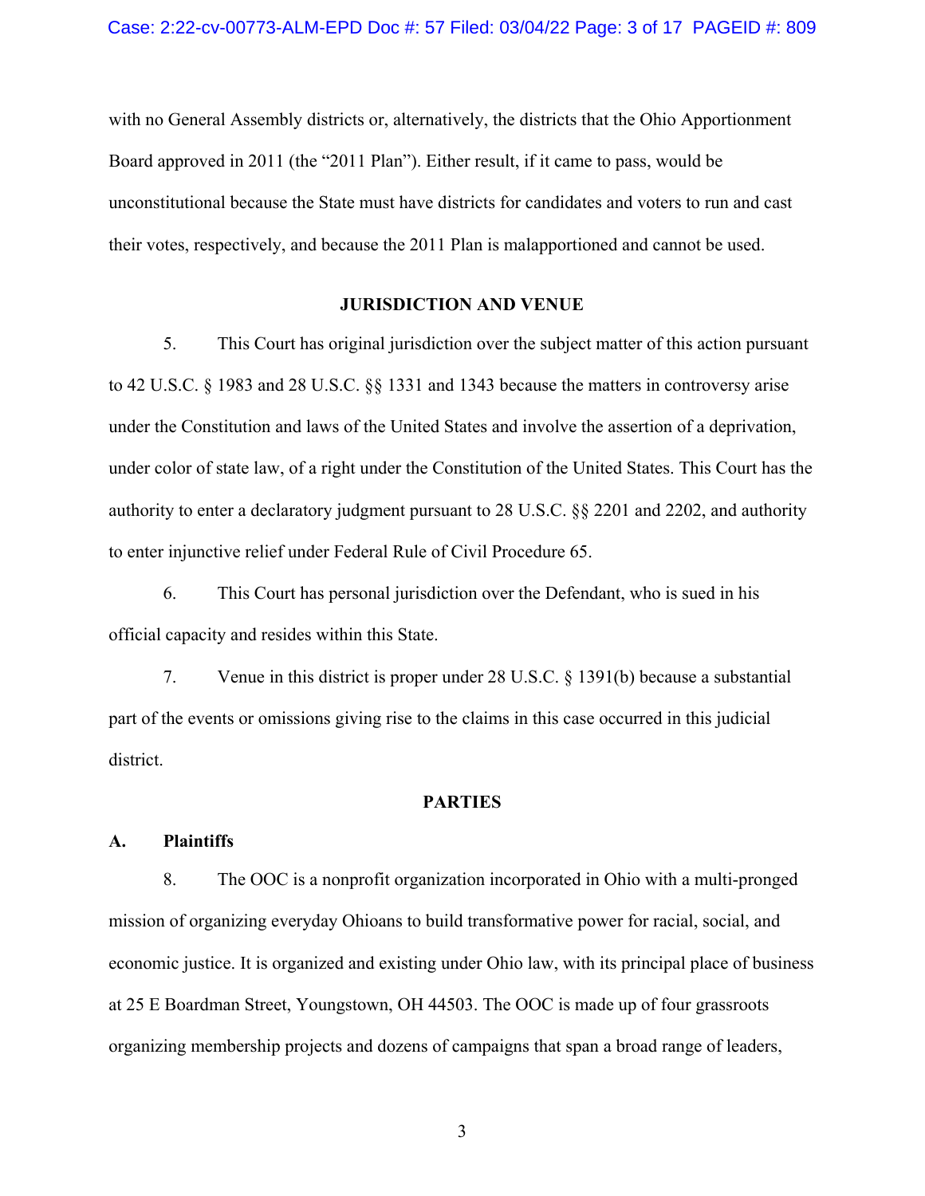with no General Assembly districts or, alternatively, the districts that the Ohio Apportionment Board approved in 2011 (the "2011 Plan"). Either result, if it came to pass, would be unconstitutional because the State must have districts for candidates and voters to run and cast their votes, respectively, and because the 2011 Plan is malapportioned and cannot be used.

## JURISDICTION AND VENUE

5. This Court has original jurisdiction over the subject matter of this action pursuant to 42 U.S.C. § 1983 and 28 U.S.C. §§ 1331 and 1343 because the matters in controversy arise under the Constitution and laws of the United States and involve the assertion of a deprivation, under color of state law, of a right under the Constitution of the United States. This Court has the authority to enter a declaratory judgment pursuant to 28 U.S.C. §§ 2201 and 2202, and authority to enter injunctive relief under Federal Rule of Civil Procedure 65.

6. This Court has personal jurisdiction over the Defendant, who is sued in his official capacity and resides within this State.

7. Venue in this district is proper under 28 U.S.C. § 1391(b) because a substantial part of the events or omissions giving rise to the claims in this case occurred in this judicial district.

## PARTIES

### A. Plaintiffs

8. The OOC is a nonprofit organization incorporated in Ohio with a multi-pronged mission of organizing everyday Ohioans to build transformative power for racial, social, and economic justice. It is organized and existing under Ohio law, with its principal place of business at 25 E Boardman Street, Youngstown, OH 44503. The OOC is made up of four grassroots organizing membership projects and dozens of campaigns that span a broad range of leaders,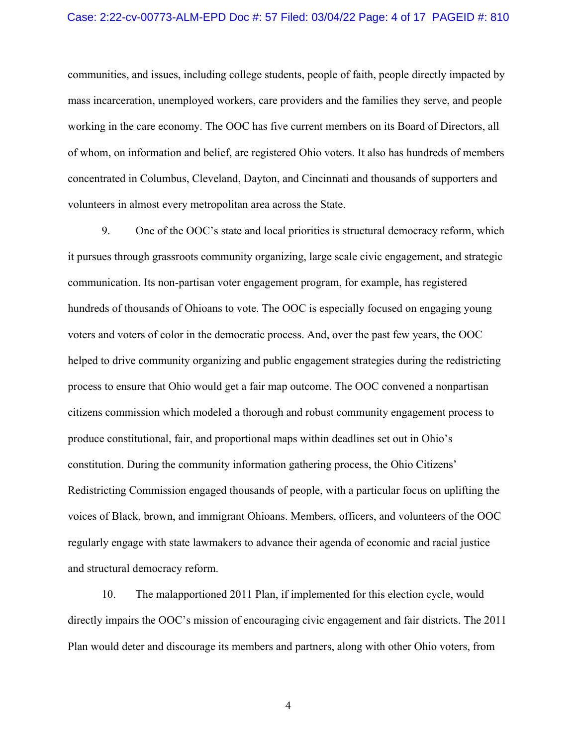communities, and issues, including college students, people of faith, people directly impacted by mass incarceration, unemployed workers, care providers and the families they serve, and people working in the care economy. The OOC has five current members on its Board of Directors, all of whom, on information and belief, are registered Ohio voters. It also has hundreds of members concentrated in Columbus, Cleveland, Dayton, and Cincinnati and thousands of supporters and volunteers in almost every metropolitan area across the State.

9. One of the OOC's state and local priorities is structural democracy reform, which it pursues through grassroots community organizing, large scale civic engagement, and strategic communication. Its non-partisan voter engagement program, for example, has registered hundreds of thousands of Ohioans to vote. The OOC is especially focused on engaging young voters and voters of color in the democratic process. And, over the past few years, the OOC helped to drive community organizing and public engagement strategies during the redistricting process to ensure that Ohio would get a fair map outcome. The OOC convened a nonpartisan citizens commission which modeled a thorough and robust community engagement process to produce constitutional, fair, and proportional maps within deadlines set out in Ohio's constitution. During the community information gathering process, the Ohio Citizens' Redistricting Commission engaged thousands of people, with a particular focus on uplifting the voices of Black, brown, and immigrant Ohioans. Members, officers, and volunteers of the OOC regularly engage with state lawmakers to advance their agenda of economic and racial justice and structural democracy reform.

10. The malapportioned 2011 Plan, if implemented for this election cycle, would directly impairs the OOC's mission of encouraging civic engagement and fair districts. The 2011 Plan would deter and discourage its members and partners, along with other Ohio voters, from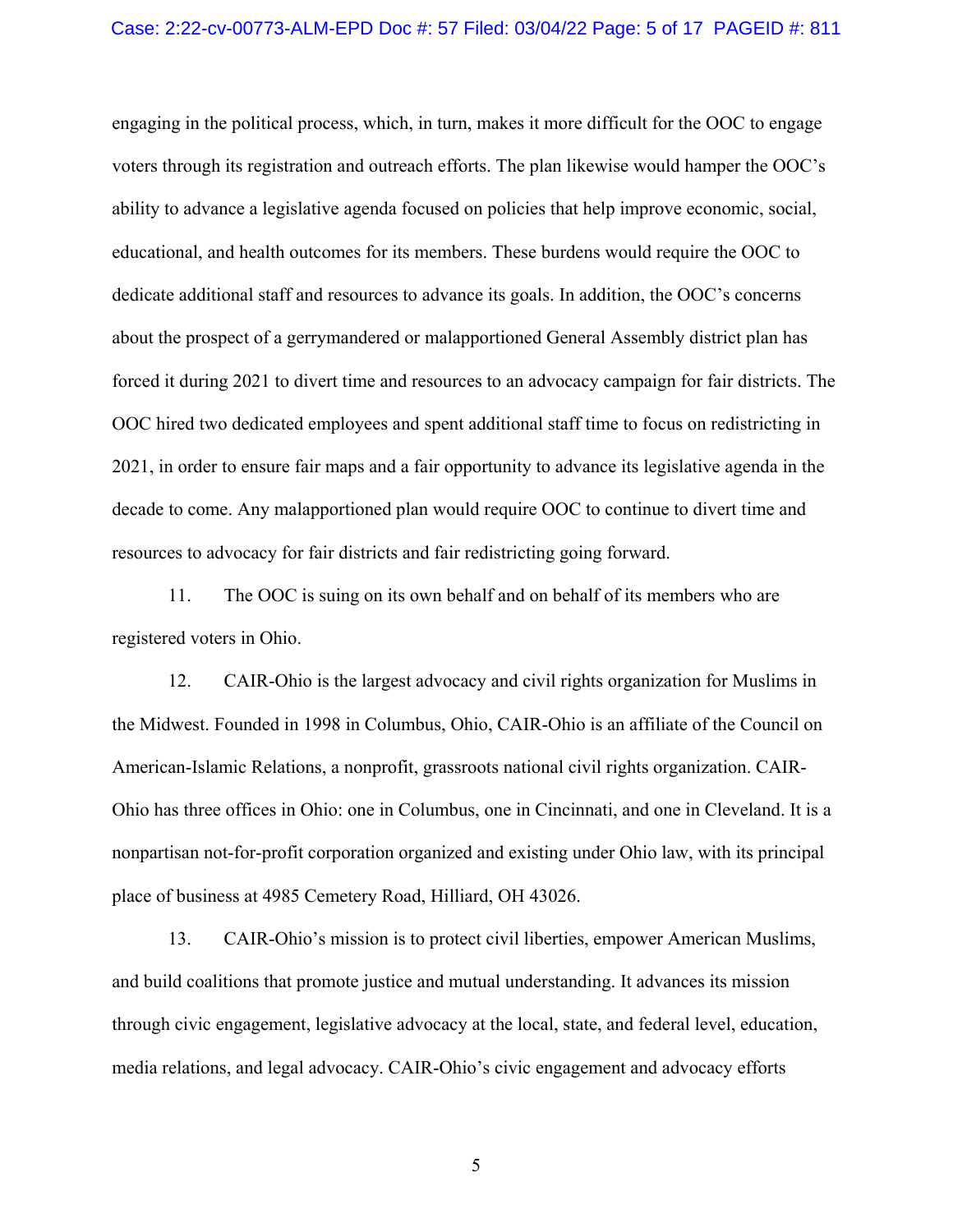engaging in the political process, which, in turn, makes it more difficult for the OOC to engage voters through its registration and outreach efforts. The plan likewise would hamper the OOC's ability to advance a legislative agenda focused on policies that help improve economic, social, educational, and health outcomes for its members. These burdens would require the OOC to dedicate additional staff and resources to advance its goals. In addition, the OOC's concerns about the prospect of a gerrymandered or malapportioned General Assembly district plan has forced it during 2021 to divert time and resources to an advocacy campaign for fair districts. The OOC hired two dedicated employees and spent additional staff time to focus on redistricting in 2021, in order to ensure fair maps and a fair opportunity to advance its legislative agenda in the decade to come. Any malapportioned plan would require OOC to continue to divert time and resources to advocacy for fair districts and fair redistricting going forward.

11. The OOC is suing on its own behalf and on behalf of its members who are registered voters in Ohio.

12. CAIR-Ohio is the largest advocacy and civil rights organization for Muslims in the Midwest. Founded in 1998 in Columbus, Ohio, CAIR-Ohio is an affiliate of the Council on American-Islamic Relations, a nonprofit, grassroots national civil rights organization. CAIR-Ohio has three offices in Ohio: one in Columbus, one in Cincinnati, and one in Cleveland. It is a nonpartisan not-for-profit corporation organized and existing under Ohio law, with its principal place of business at 4985 Cemetery Road, Hilliard, OH 43026.

13. CAIR-Ohio's mission is to protect civil liberties, empower American Muslims, and build coalitions that promote justice and mutual understanding. It advances its mission through civic engagement, legislative advocacy at the local, state, and federal level, education, media relations, and legal advocacy. CAIR-Ohio's civic engagement and advocacy efforts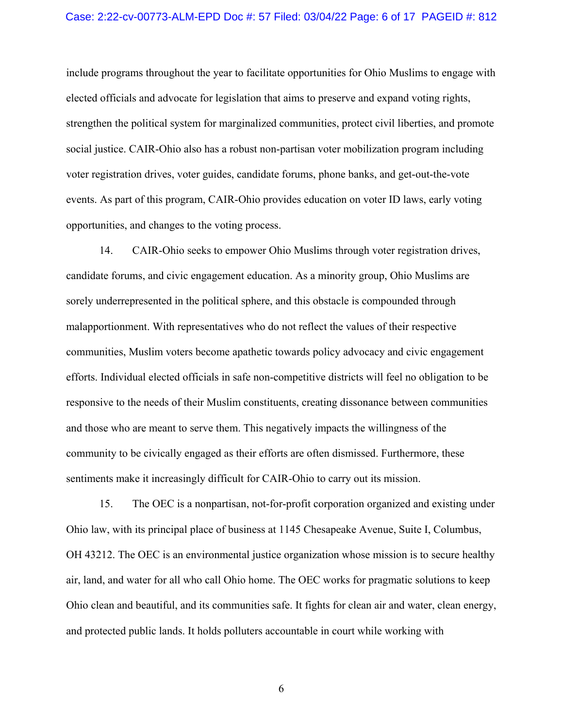include programs throughout the year to facilitate opportunities for Ohio Muslims to engage with elected officials and advocate for legislation that aims to preserve and expand voting rights, strengthen the political system for marginalized communities, protect civil liberties, and promote social justice. CAIR-Ohio also has a robust non-partisan voter mobilization program including voter registration drives, voter guides, candidate forums, phone banks, and get-out-the-vote events. As part of this program, CAIR-Ohio provides education on voter ID laws, early voting opportunities, and changes to the voting process.

14. CAIR-Ohio seeks to empower Ohio Muslims through voter registration drives, candidate forums, and civic engagement education. As a minority group, Ohio Muslims are sorely underrepresented in the political sphere, and this obstacle is compounded through malapportionment. With representatives who do not reflect the values of their respective communities, Muslim voters become apathetic towards policy advocacy and civic engagement efforts. Individual elected officials in safe non-competitive districts will feel no obligation to be responsive to the needs of their Muslim constituents, creating dissonance between communities and those who are meant to serve them. This negatively impacts the willingness of the community to be civically engaged as their efforts are often dismissed. Furthermore, these sentiments make it increasingly difficult for CAIR-Ohio to carry out its mission.

15. The OEC is a nonpartisan, not-for-profit corporation organized and existing under Ohio law, with its principal place of business at 1145 Chesapeake Avenue, Suite I, Columbus, OH 43212. The OEC is an environmental justice organization whose mission is to secure healthy air, land, and water for all who call Ohio home. The OEC works for pragmatic solutions to keep Ohio clean and beautiful, and its communities safe. It fights for clean air and water, clean energy, and protected public lands. It holds polluters accountable in court while working with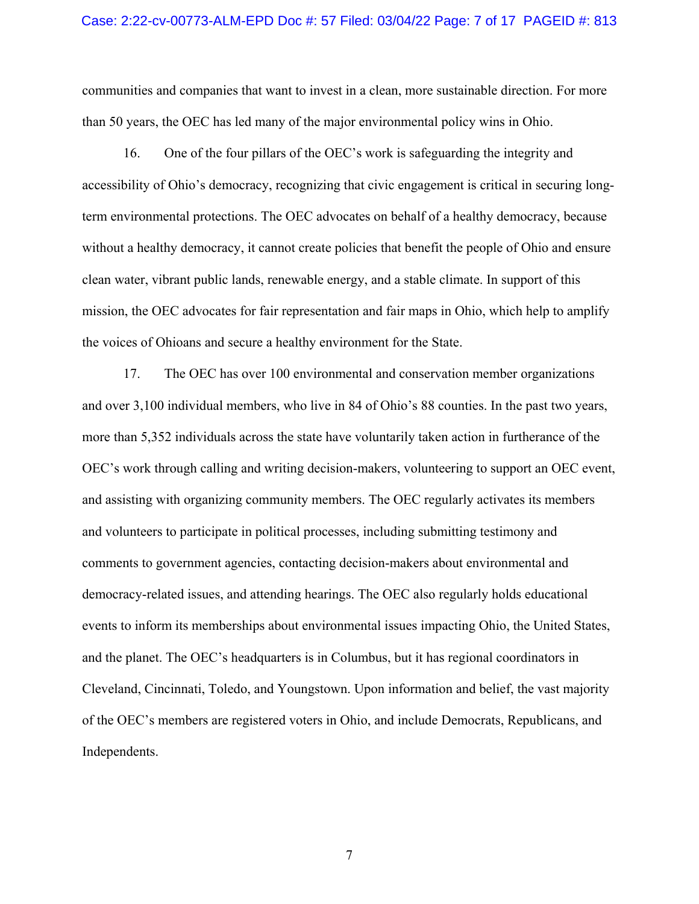communities and companies that want to invest in a clean, more sustainable direction. For more than 50 years, the OEC has led many of the major environmental policy wins in Ohio.

16. One of the four pillars of the OEC's work is safeguarding the integrity and accessibility of Ohio's democracy, recognizing that civic engagement is critical in securing long-term environmental protections. The OEC advocates on behalf of a healthy democracy, because without a healthy democracy, it cannot create policies that benefit the people of Ohio and ensure clean water, vibrant public lands, renewable energy, and a stable climate. In support of this mission, the OEC advocates for fair representation and fair maps in Ohio, which help to amplify the voices of Ohioans and secure a healthy environment for the State.

17. The OEC has over 100 environmental and conservation member organizations and over 3,100 individual members, who live in 84 of Ohio's 88 counties. In the past two years, more than 5,352 individuals across the state have voluntarily taken action in furtherance of the OEC's work through calling and writing decision-makers, volunteering to support an OEC event, and assisting with organizing community members. The OEC regularly activates its members and volunteers to participate in political processes, including submitting testimony and comments to government agencies, contacting decision-makers about environmental and democracy-related issues, and attending hearings. The OEC also regularly holds educational events to inform its memberships about environmental issues impacting Ohio, the United States, and the planet. The OEC's headquarters is in Columbus, but it has regional coordinators in Cleveland, Cincinnati, Toledo, and Youngstown. Upon information and belief, the vast majority of the OEC's members are registered voters in Ohio, and include Democrats, Republicans, and Independents.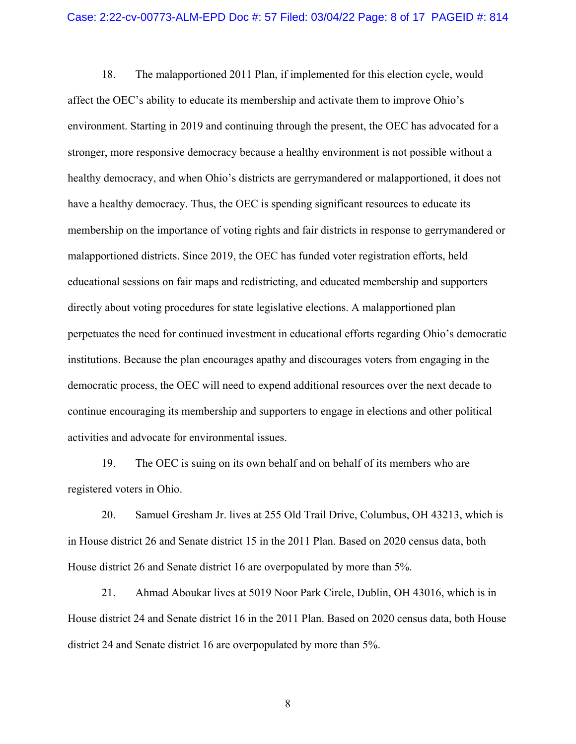18. The malapportioned 2011 Plan, if implemented for this election cycle, would affect the OEC's ability to educate its membership and activate them to improve Ohio's environment. Starting in 2019 and continuing through the present, the OEC has advocated for a stronger, more responsive democracy because a healthy environment is not possible without a healthy democracy, and when Ohio's districts are gerrymandered or malapportioned, it does not have a healthy democracy. Thus, the OEC is spending significant resources to educate its membership on the importance of voting rights and fair districts in response to gerrymandered or malapportioned districts. Since 2019, the OEC has funded voter registration efforts, held educational sessions on fair maps and redistricting, and educated membership and supporters directly about voting procedures for state legislative elections. A malapportioned plan perpetuates the need for continued investment in educational efforts regarding Ohio's democratic institutions. Because the plan encourages apathy and discourages voters from engaging in the democratic process, the OEC will need to expend additional resources over the next decade to continue encouraging its membership and supporters to engage in elections and other political activities and advocate for environmental issues.

19. The OEC is suing on its own behalf and on behalf of its members who are registered voters in Ohio.

20. Samuel Gresham Jr. lives at 255 Old Trail Drive, Columbus, OH 43213, which is in House district 26 and Senate district 15 in the 2011 Plan. Based on 2020 census data, both House district 26 and Senate district 16 are overpopulated by more than 5%.

21. Ahmad Aboukar lives at 5019 Noor Park Circle, Dublin, OH 43016, which is in House district 24 and Senate district 16 in the 2011 Plan. Based on 2020 census data, both House district 24 and Senate district 16 are overpopulated by more than 5%.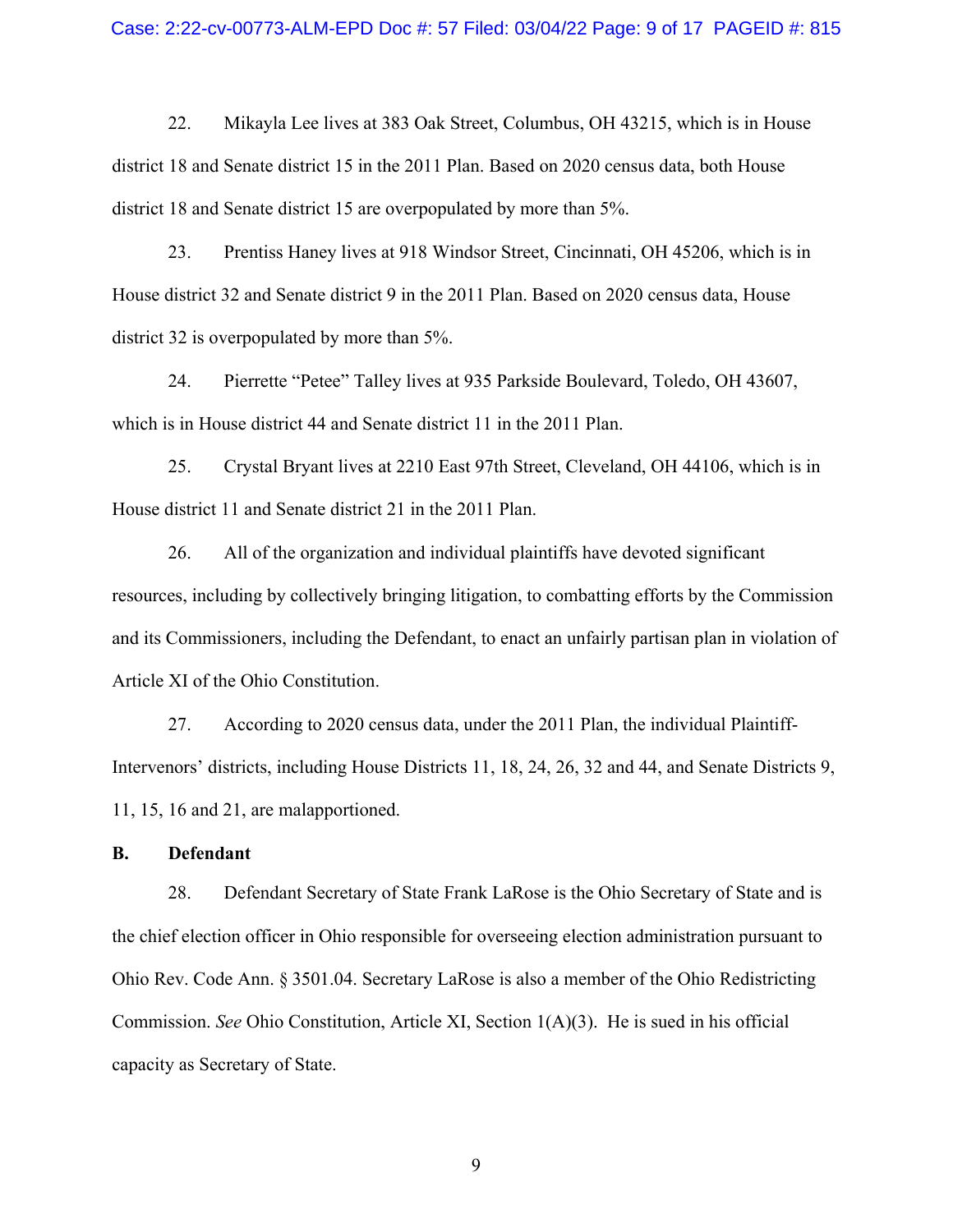22. Mikayla Lee lives at 383 Oak Street, Columbus, OH 43215, which is in House district 18 and Senate district 15 in the 2011 Plan. Based on 2020 census data, both House district 18 and Senate district 15 are overpopulated by more than 5%.

23. Prentiss Haney lives at 918 Windsor Street, Cincinnati, OH 45206, which is in House district 32 and Senate district 9 in the 2011 Plan. Based on 2020 census data, House district 32 is overpopulated by more than 5%.

24. Pierrette "Petee" Talley lives at 935 Parkside Boulevard, Toledo, OH 43607, which is in House district 44 and Senate district 11 in the 2011 Plan.

25. Crystal Bryant lives at 2210 East 97th Street, Cleveland, OH 44106, which is in House district 11 and Senate district 21 in the 2011 Plan.

26. All of the organization and individual plaintiffs have devoted significant resources, including by collectively bringing litigation, to combatting efforts by the Commission and its Commissioners, including the Defendant, to enact an unfairly partisan plan in violation of Article XI of the Ohio Constitution.

27. According to 2020 census data, under the 2011 Plan, the individual Plaintiff-Intervenors' districts, including House Districts 11, 18, 24, 26, 32 and 44, and Senate Districts 9, 11, 15, 16 and 21, are malapportioned.

**B. Defendant**

28. Defendant Secretary of State Frank LaRose is the Ohio Secretary of State and is the chief election officer in Ohio responsible for overseeing election administration pursuant to Ohio Rev. Code Ann. § 3501.04. Secretary LaRose is also a member of the Ohio Redistricting Commission. *See* Ohio Constitution, Article XI, Section 1(A)(3). He is sued in his official capacity as Secretary of State.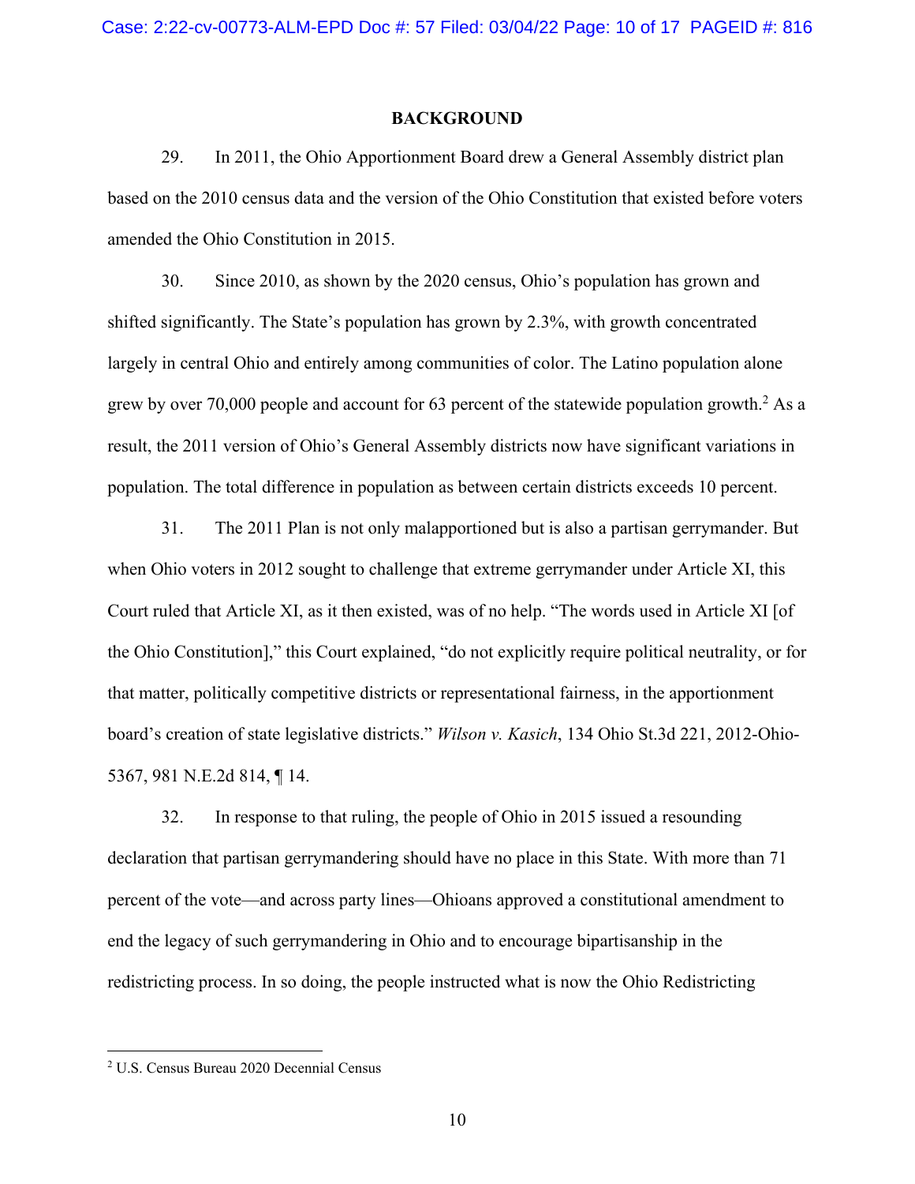## BACKGROUND

29. In 2011, the Ohio Apportionment Board drew a General Assembly district plan based on the 2010 census data and the version of the Ohio Constitution that existed before voters amended the Ohio Constitution in 2015.

30. Since 2010, as shown by the 2020 census, Ohio's population has grown and shifted significantly. The State's population has grown by 2.3%, with growth concentrated largely in central Ohio and entirely among communities of color. The Latino population alone grew by over 70,000 people and account for 63 percent of the statewide population growth.[2] As a result, the 2011 version of Ohio's General Assembly districts now have significant variations in population. The total difference in population as between certain districts exceeds 10 percent.

31. The 2011 Plan is not only malapportioned but is also a partisan gerrymander. But when Ohio voters in 2012 sought to challenge that extreme gerrymander under Article XI, this Court ruled that Article XI, as it then existed, was of no help. "The words used in Article XI [of the Ohio Constitution]," this Court explained, "do not explicitly require political neutrality, or for that matter, politically competitive districts or representational fairness, in the apportionment board's creation of state legislative districts." *Wilson v. Kasich*, 134 Ohio St.3d 221, 2012-Ohio-5367, 981 N.E.2d 814, ¶ 14.

32. In response to that ruling, the people of Ohio in 2015 issued a resounding declaration that partisan gerrymandering should have no place in this State. With more than 71 percent of the vote—and across party lines—Ohioans approved a constitutional amendment to end the legacy of such gerrymandering in Ohio and to encourage bipartisanship in the redistricting process. In so doing, the people instructed what is now the Ohio Redistricting

---

[2] U.S. Census Bureau 2020 Decennial Census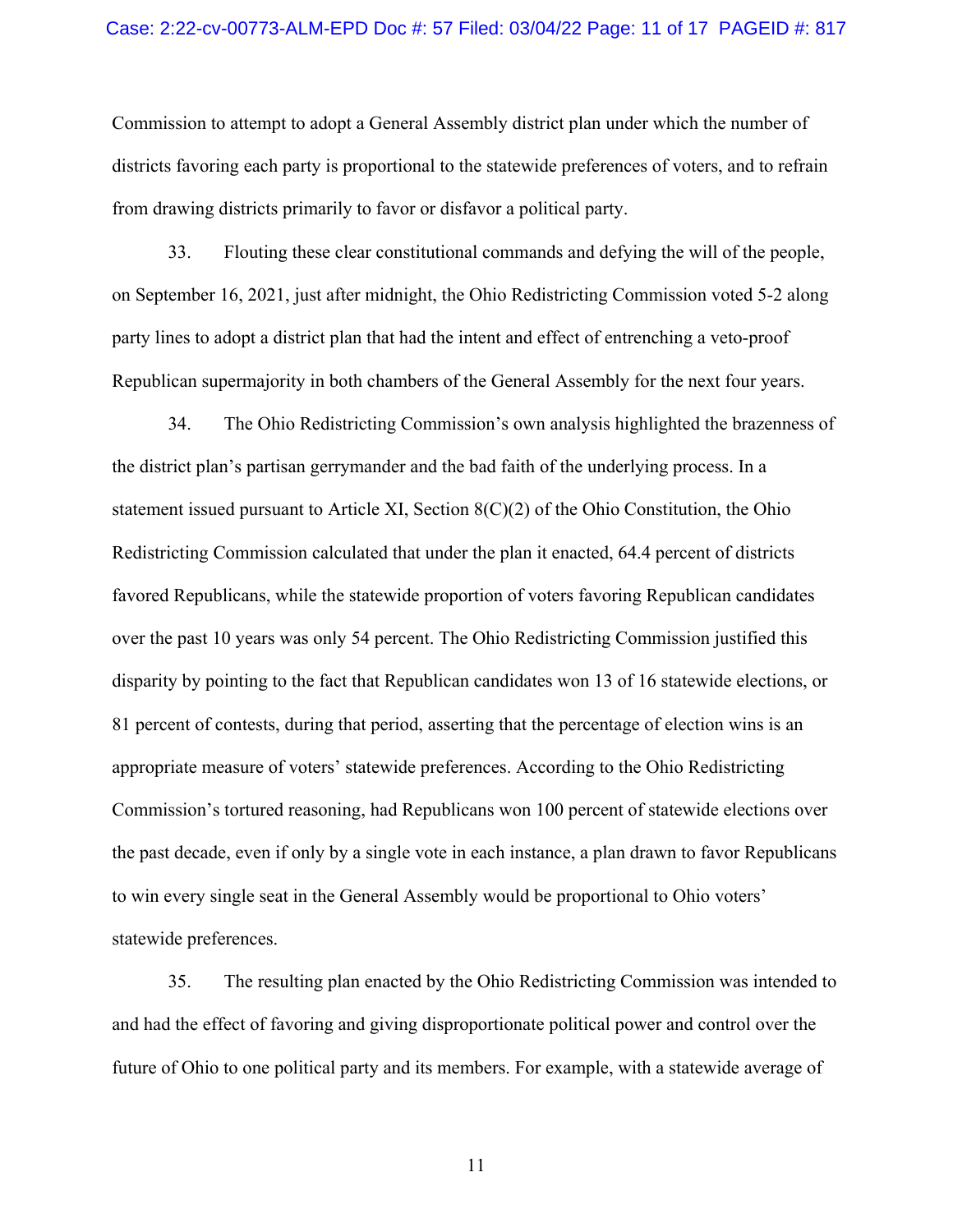Commission to attempt to adopt a General Assembly district plan under which the number of districts favoring each party is proportional to the statewide preferences of voters, and to refrain from drawing districts primarily to favor or disfavor a political party.

33. Flouting these clear constitutional commands and defying the will of the people, on September 16, 2021, just after midnight, the Ohio Redistricting Commission voted 5-2 along party lines to adopt a district plan that had the intent and effect of entrenching a veto-proof Republican supermajority in both chambers of the General Assembly for the next four years.

34. The Ohio Redistricting Commission's own analysis highlighted the brazenness of the district plan's partisan gerrymander and the bad faith of the underlying process. In a statement issued pursuant to Article XI, Section 8(C)(2) of the Ohio Constitution, the Ohio Redistricting Commission calculated that under the plan it enacted, 64.4 percent of districts favored Republicans, while the statewide proportion of voters favoring Republican candidates over the past 10 years was only 54 percent. The Ohio Redistricting Commission justified this disparity by pointing to the fact that Republican candidates won 13 of 16 statewide elections, or 81 percent of contests, during that period, asserting that the percentage of election wins is an appropriate measure of voters' statewide preferences. According to the Ohio Redistricting Commission's tortured reasoning, had Republicans won 100 percent of statewide elections over the past decade, even if only by a single vote in each instance, a plan drawn to favor Republicans to win every single seat in the General Assembly would be proportional to Ohio voters' statewide preferences.

35. The resulting plan enacted by the Ohio Redistricting Commission was intended to and had the effect of favoring and giving disproportionate political power and control over the future of Ohio to one political party and its members. For example, with a statewide average of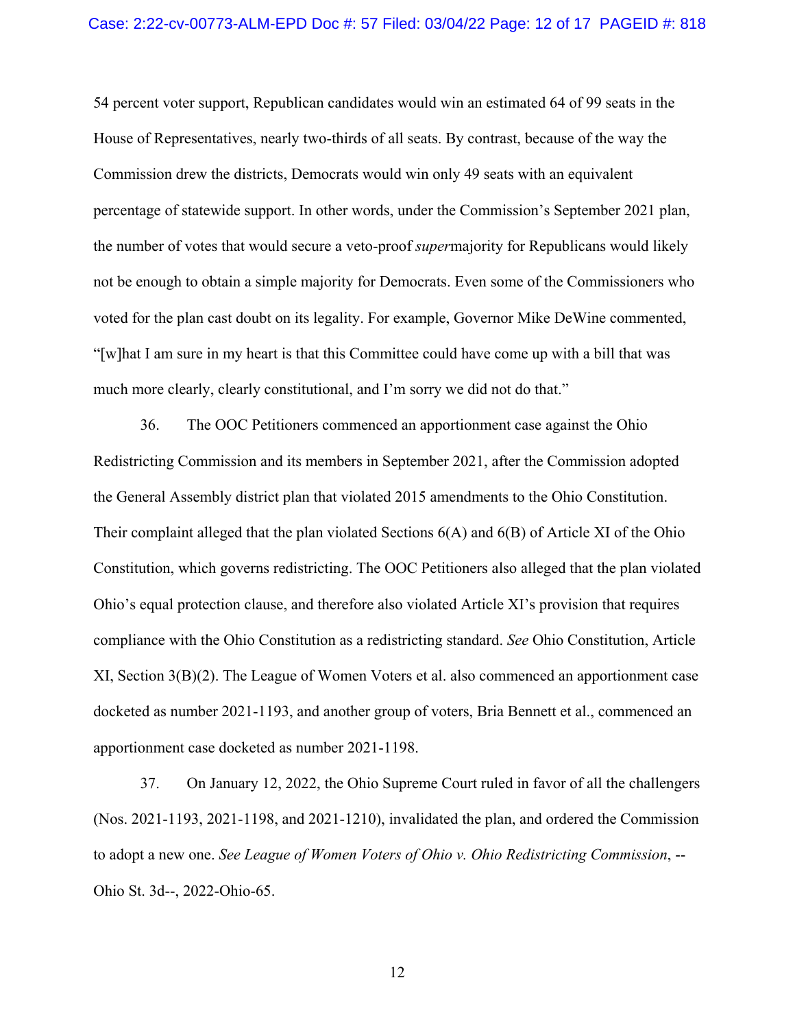54 percent voter support, Republican candidates would win an estimated 64 of 99 seats in the House of Representatives, nearly two-thirds of all seats. By contrast, because of the way the Commission drew the districts, Democrats would win only 49 seats with an equivalent percentage of statewide support. In other words, under the Commission's September 2021 plan, the number of votes that would secure a veto-proof *super*majority for Republicans would likely not be enough to obtain a simple majority for Democrats. Even some of the Commissioners who voted for the plan cast doubt on its legality. For example, Governor Mike DeWine commented, "[w]hat I am sure in my heart is that this Committee could have come up with a bill that was much more clearly, clearly constitutional, and I'm sorry we did not do that."

36. The OOC Petitioners commenced an apportionment case against the Ohio Redistricting Commission and its members in September 2021, after the Commission adopted the General Assembly district plan that violated 2015 amendments to the Ohio Constitution. Their complaint alleged that the plan violated Sections 6(A) and 6(B) of Article XI of the Ohio Constitution, which governs redistricting. The OOC Petitioners also alleged that the plan violated Ohio's equal protection clause, and therefore also violated Article XI's provision that requires compliance with the Ohio Constitution as a redistricting standard. *See* Ohio Constitution, Article XI, Section 3(B)(2). The League of Women Voters et al. also commenced an apportionment case docketed as number 2021-1193, and another group of voters, Bria Bennett et al., commenced an apportionment case docketed as number 2021-1198.

37. On January 12, 2022, the Ohio Supreme Court ruled in favor of all the challengers (Nos. 2021-1193, 2021-1198, and 2021-1210), invalidated the plan, and ordered the Commission to adopt a new one. *See League of Women Voters of Ohio v. Ohio Redistricting Commission*, --Ohio St. 3d--, 2022-Ohio-65.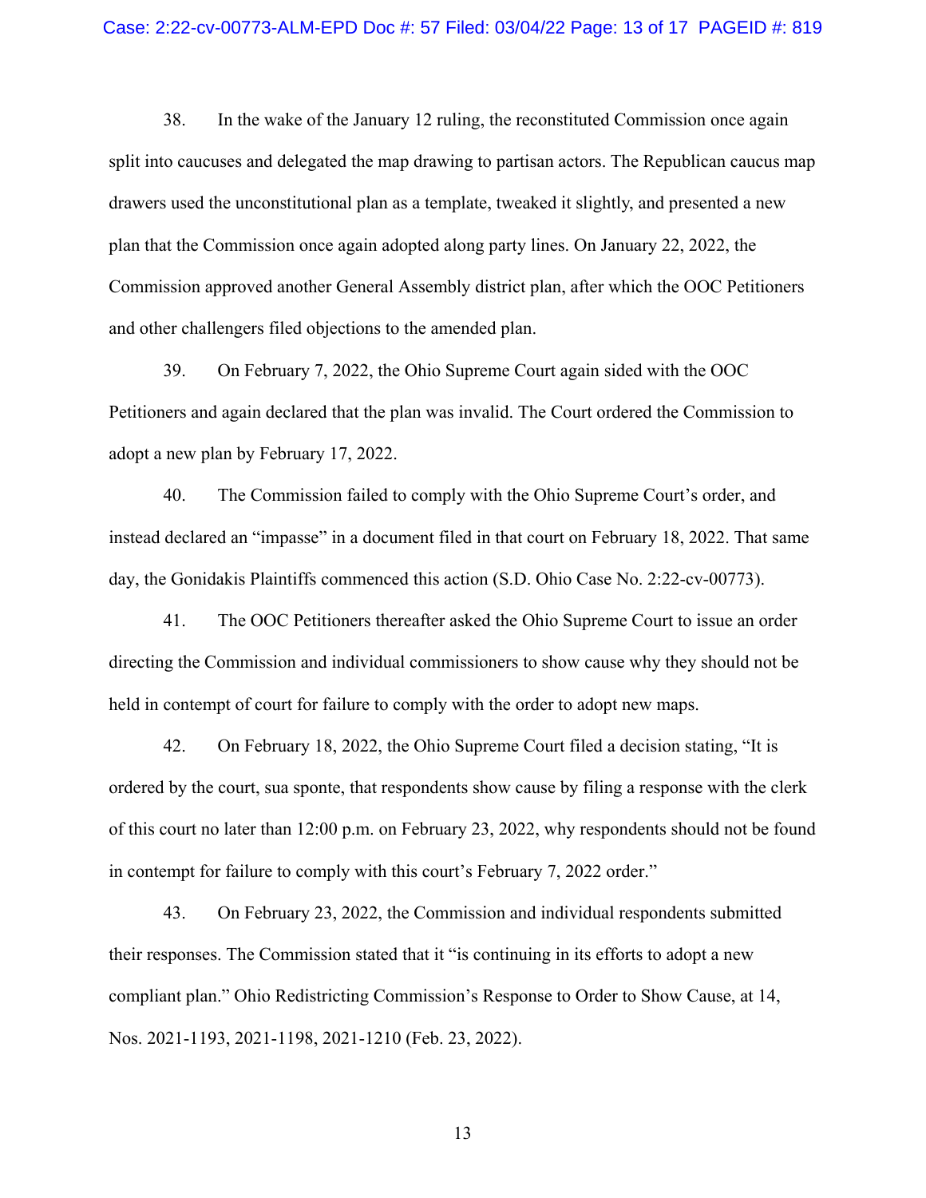38. In the wake of the January 12 ruling, the reconstituted Commission once again split into caucuses and delegated the map drawing to partisan actors. The Republican caucus map drawers used the unconstitutional plan as a template, tweaked it slightly, and presented a new plan that the Commission once again adopted along party lines. On January 22, 2022, the Commission approved another General Assembly district plan, after which the OOC Petitioners and other challengers filed objections to the amended plan.

39. On February 7, 2022, the Ohio Supreme Court again sided with the OOC Petitioners and again declared that the plan was invalid. The Court ordered the Commission to adopt a new plan by February 17, 2022.

40. The Commission failed to comply with the Ohio Supreme Court's order, and instead declared an "impasse" in a document filed in that court on February 18, 2022. That same day, the Gonidakis Plaintiffs commenced this action (S.D. Ohio Case No. 2:22-cv-00773).

41. The OOC Petitioners thereafter asked the Ohio Supreme Court to issue an order directing the Commission and individual commissioners to show cause why they should not be held in contempt of court for failure to comply with the order to adopt new maps.

42. On February 18, 2022, the Ohio Supreme Court filed a decision stating, "It is ordered by the court, sua sponte, that respondents show cause by filing a response with the clerk of this court no later than 12:00 p.m. on February 23, 2022, why respondents should not be found in contempt for failure to comply with this court's February 7, 2022 order."

43. On February 23, 2022, the Commission and individual respondents submitted their responses. The Commission stated that it "is continuing in its efforts to adopt a new compliant plan." Ohio Redistricting Commission's Response to Order to Show Cause, at 14, Nos. 2021-1193, 2021-1198, 2021-1210 (Feb. 23, 2022).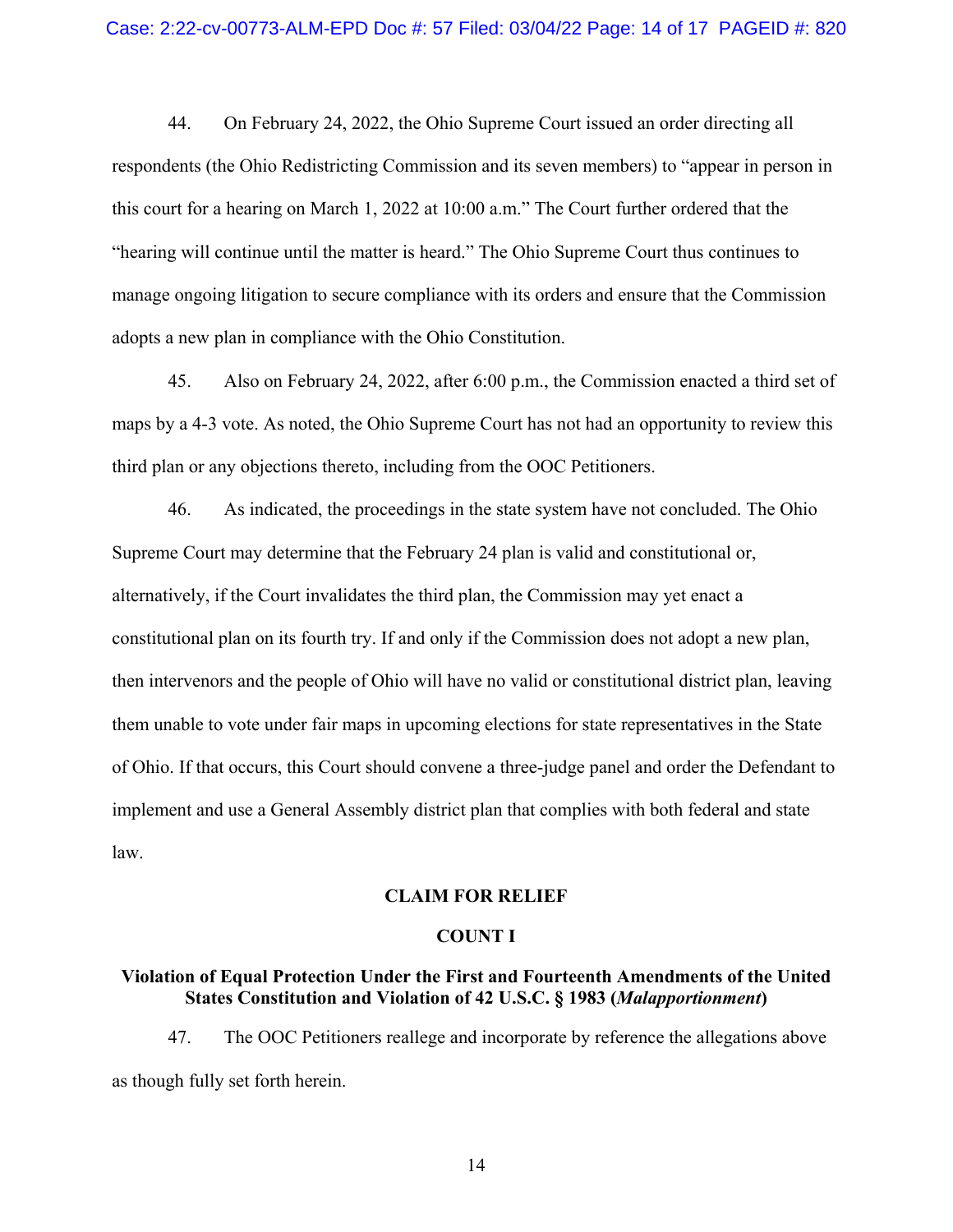44. On February 24, 2022, the Ohio Supreme Court issued an order directing all respondents (the Ohio Redistricting Commission and its seven members) to "appear in person in this court for a hearing on March 1, 2022 at 10:00 a.m." The Court further ordered that the "hearing will continue until the matter is heard." The Ohio Supreme Court thus continues to manage ongoing litigation to secure compliance with its orders and ensure that the Commission adopts a new plan in compliance with the Ohio Constitution.

45. Also on February 24, 2022, after 6:00 p.m., the Commission enacted a third set of maps by a 4-3 vote. As noted, the Ohio Supreme Court has not had an opportunity to review this third plan or any objections thereto, including from the OOC Petitioners.

46. As indicated, the proceedings in the state system have not concluded. The Ohio Supreme Court may determine that the February 24 plan is valid and constitutional or, alternatively, if the Court invalidates the third plan, the Commission may yet enact a constitutional plan on its fourth try. If and only if the Commission does not adopt a new plan, then intervenors and the people of Ohio will have no valid or constitutional district plan, leaving them unable to vote under fair maps in upcoming elections for state representatives in the State of Ohio. If that occurs, this Court should convene a three-judge panel and order the Defendant to implement and use a General Assembly district plan that complies with both federal and state law.

**CLAIM FOR RELIEF**

**COUNT I**

**Violation of Equal Protection Under the First and Fourteenth Amendments of the United States Constitution and Violation of 42 U.S.C. § 1983 (*Malapportionment*)**

47. The OOC Petitioners reallege and incorporate by reference the allegations above as though fully set forth herein.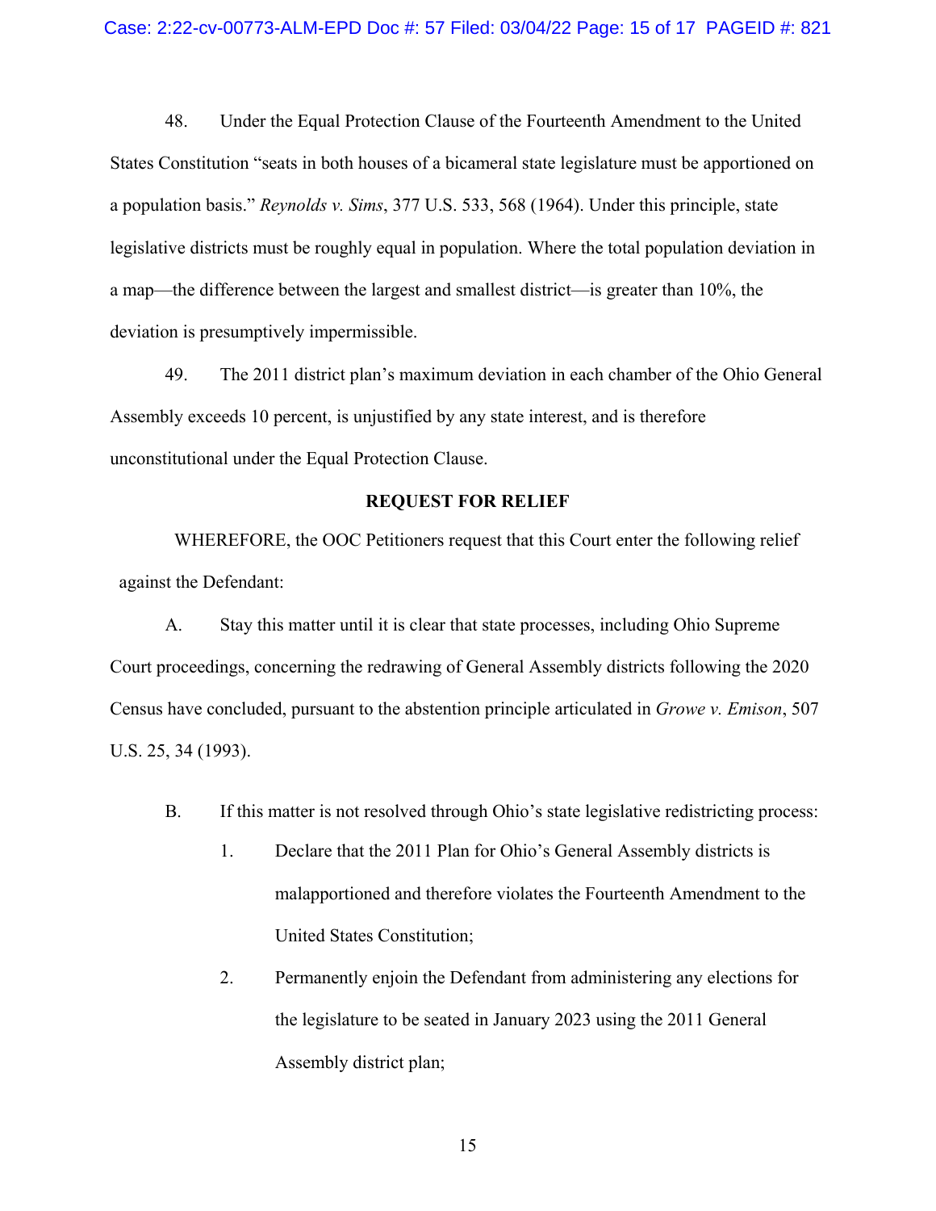48. Under the Equal Protection Clause of the Fourteenth Amendment to the United States Constitution "seats in both houses of a bicameral state legislature must be apportioned on a population basis." *Reynolds v. Sims*, 377 U.S. 533, 568 (1964). Under this principle, state legislative districts must be roughly equal in population. Where the total population deviation in a map—the difference between the largest and smallest district—is greater than 10%, the deviation is presumptively impermissible.

49. The 2011 district plan's maximum deviation in each chamber of the Ohio General Assembly exceeds 10 percent, is unjustified by any state interest, and is therefore unconstitutional under the Equal Protection Clause.

**REQUEST FOR RELIEF**

WHEREFORE, the OOC Petitioners request that this Court enter the following relief against the Defendant:

A. Stay this matter until it is clear that state processes, including Ohio Supreme Court proceedings, concerning the redrawing of General Assembly districts following the 2020 Census have concluded, pursuant to the abstention principle articulated in *Growe v. Emison*, 507 U.S. 25, 34 (1993).

B. If this matter is not resolved through Ohio's state legislative redistricting process:

1. Declare that the 2011 Plan for Ohio's General Assembly districts is malapportioned and therefore violates the Fourteenth Amendment to the United States Constitution;

2. Permanently enjoin the Defendant from administering any elections for the legislature to be seated in January 2023 using the 2011 General Assembly district plan;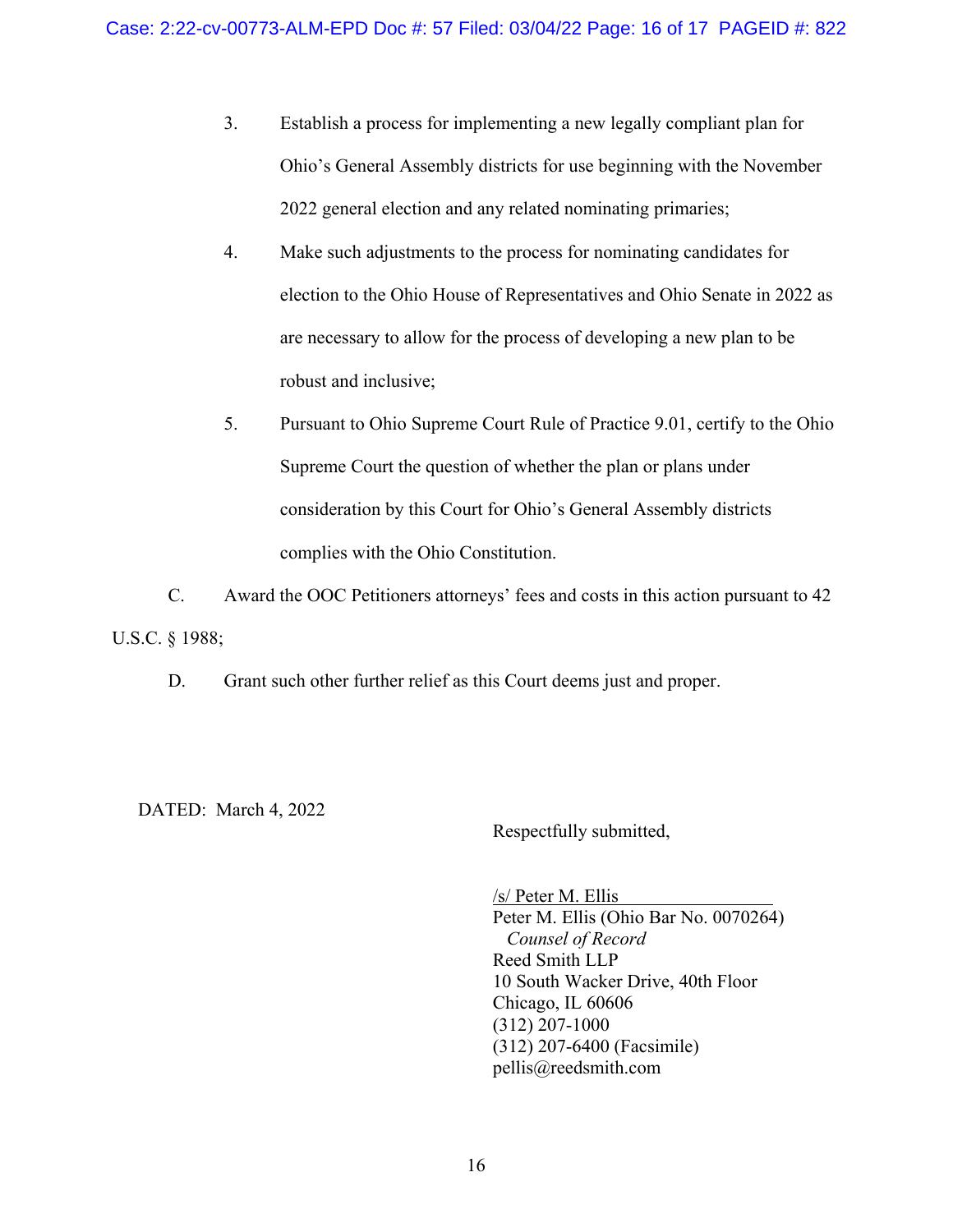3. Establish a process for implementing a new legally compliant plan for Ohio's General Assembly districts for use beginning with the November 2022 general election and any related nominating primaries;

4. Make such adjustments to the process for nominating candidates for election to the Ohio House of Representatives and Ohio Senate in 2022 as are necessary to allow for the process of developing a new plan to be robust and inclusive;

5. Pursuant to Ohio Supreme Court Rule of Practice 9.01, certify to the Ohio Supreme Court the question of whether the plan or plans under consideration by this Court for Ohio's General Assembly districts complies with the Ohio Constitution.

C. Award the OOC Petitioners attorneys' fees and costs in this action pursuant to 42 U.S.C. § 1988;

D. Grant such other further relief as this Court deems just and proper.

DATED: March 4, 2022

Respectfully submitted,

/s/ Peter M. Ellis
Peter M. Ellis (Ohio Bar No. 0070264)
*Counsel of Record*
Reed Smith LLP
10 South Wacker Drive, 40th Floor
Chicago, IL 60606
(312) 207-1000
(312) 207-6400 (Facsimile)
pellis@reedsmith.com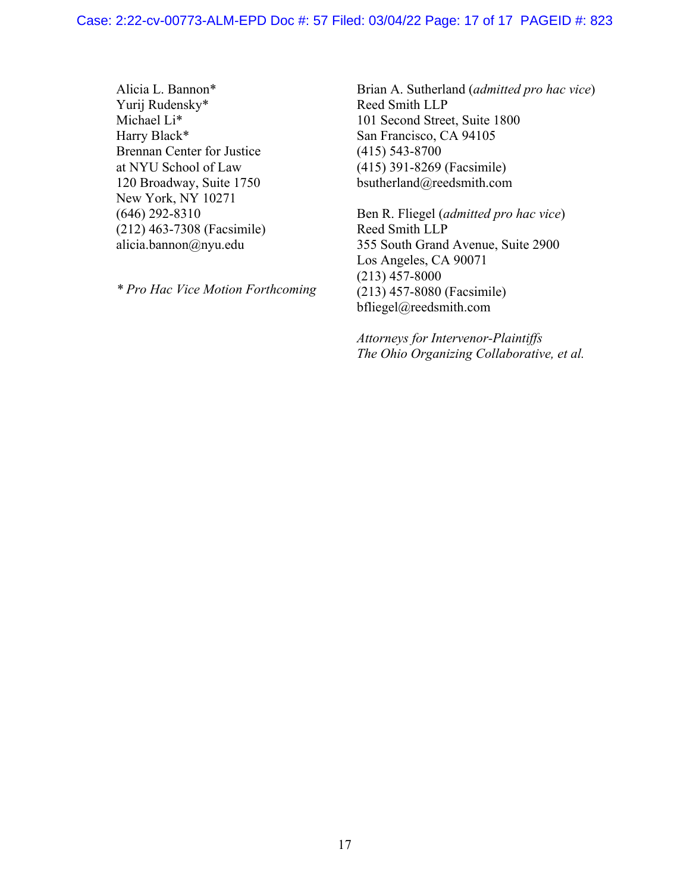Alicia L. Bannon*
Yurij Rudensky*
Michael Li*
Harry Black*
Brennan Center for Justice
at NYU School of Law
120 Broadway, Suite 1750
New York, NY 10271
(646) 292-8310
(212) 463-7308 (Facsimile)
alicia.bannon@nyu.edu

*\* Pro Hac Vice Motion Forthcoming*

Brian A. Sutherland (*admitted pro hac vice*)
Reed Smith LLP
101 Second Street, Suite 1800
San Francisco, CA 94105
(415) 543-8700
(415) 391-8269 (Facsimile)
bsutherland@reedsmith.com

Ben R. Fliegel (*admitted pro hac vice*)
Reed Smith LLP
355 South Grand Avenue, Suite 2900
Los Angeles, CA 90071
(213) 457-8000
(213) 457-8080 (Facsimile)
bfliegel@reedsmith.com

*Attorneys for Intervenor-Plaintiffs*
*The Ohio Organizing Collaborative, et al.*